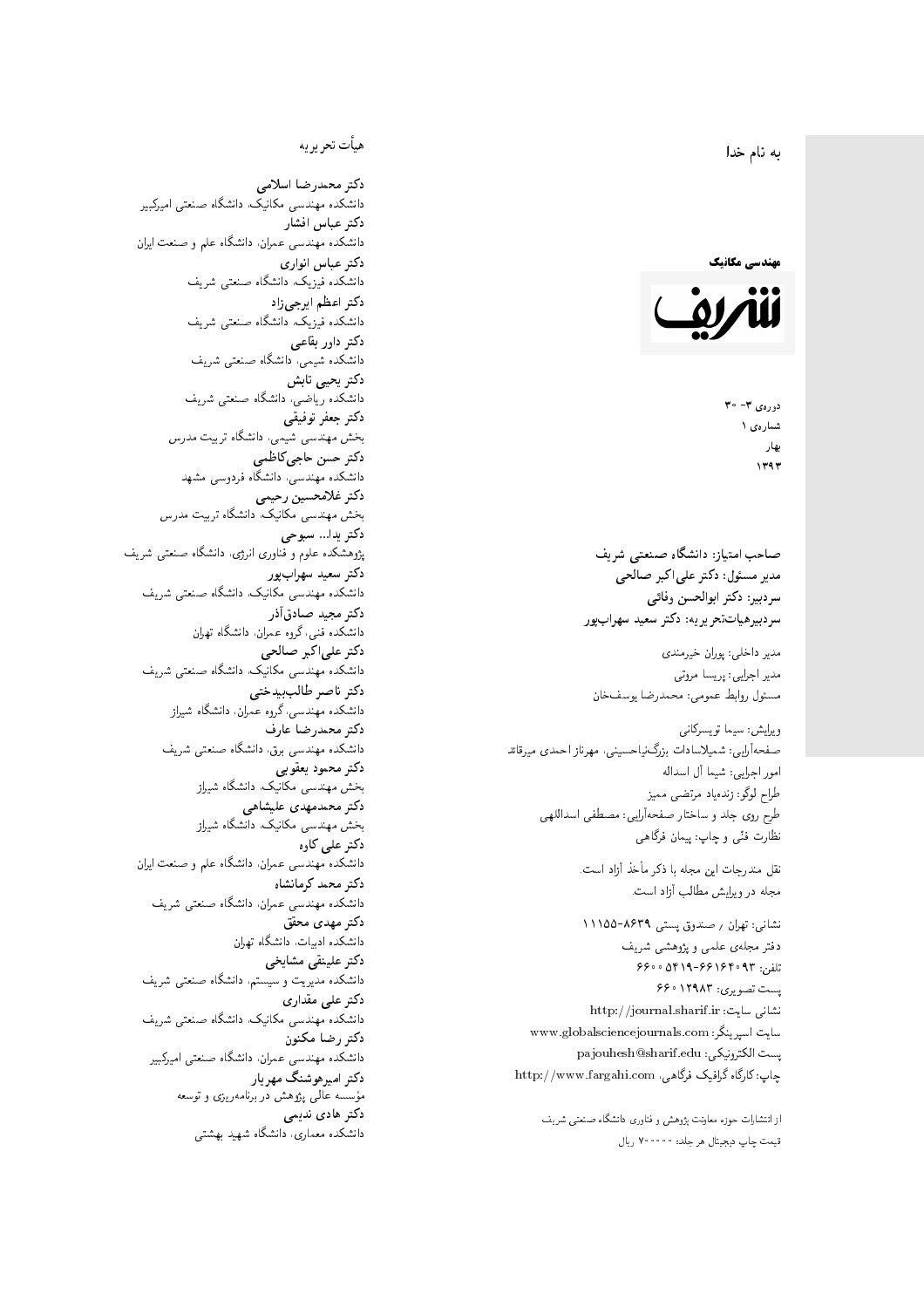به نام خدا

**مهندسی مکانیک**

**شریف**

دوره‌ی ۳- ۳۰
شماره‌ی ۱
بهار
۱۳۹۳

**صاحب امتیاز: دانشگاه صنعتی شریف**
**مدیر مسئول: دکتر علی‌اکبر صالحی**
**سردبیر: دکتر ابوالحسن وفائی**
**سردبیرهیأت‌تحریریه: دکتر سعید سهراب‌پور**

مدیر داخلی: پوران خیرمندی
مدیر اجرایی: پریسا مروتی
مسئول روابط عمومی: محمدرضا یوسف‌خان

ویرایش: سیما تویسرکانی
صفحه‌آرایی: شمیلاسادات بزرگ‌نیاحسینی، مهرناز احمدی میرقائد
امور اجرایی: شیما آل اسداله
طراح لوگو: زنده‌یاد مرتضی ممیز
طرح روی جلد و ساختار صفحه‌آرایی: مصطفی اسداللهی
نظارت فنّی و چاپ: پیمان فرگاهی

نقل مندرجات این مجله با ذکر مأخذ آزاد است.
مجله در ویرایش مطالب آزاد است.

نشانی: تهران / صندوق پستی ۸۶۳۹-۱۱۱۵۵
دفتر مجله‌ی علمی و پژوهشی شریف
تلفن: ۶۶۱۶۴۰۹۳-۶۶۰۰۵۴۱۹
پست تصویری: ۶۶۰۱۲۹۸۳
نشانی سایت: http://journal.sharif.ir
سایت اسپرینگر: www.globalsciencejournals.com
پست الکترونیکی: pajouhesh@sharif.edu
چاپ: کارگاه گرافیک فرگاهی، http://www.fargahi.com

از انتشارات حوزه معاونت پژوهش و فناوری دانشگاه صنعتی شریف
قیمت چاپ دیجیتال هر جلد: ۷۰۰۰۰ ریال

## هیأت تحریریه

**دکتر محمدرضا اسلامی**
دانشکده مهندسی مکانیک، دانشگاه صنعتی امیرکبیر
**دکتر عباس افشار**
دانشکده مهندسی عمران، دانشگاه علم و صنعت ایران
**دکتر عباس انواری**
دانشکده فیزیک، دانشگاه صنعتی شریف
**دکتر اعظم ایرجی‌زاد**
دانشکده فیزیک، دانشگاه صنعتی شریف
**دکتر داور بقاعی**
دانشکده شیمی، دانشگاه صنعتی شریف
**دکتر یحیی تابش**
دانشکده ریاضی، دانشگاه صنعتی شریف
**دکتر جعفر توفیقی**
بخش مهندسی شیمی، دانشگاه تربیت مدرس
**دکتر حسن حاجی‌کاظمی**
دانشکده مهندسی، دانشگاه فردوسی مشهد
**دکتر غلامحسین رحیمی**
بخش مهندسی مکانیک، دانشگاه تربیت مدرس
**دکتر یدا... سبوحی**
پژوهشکده علوم و فناوری انرژی، دانشگاه صنعتی شریف
**دکتر سعید سهراب‌پور**
دانشکده مهندسی مکانیک، دانشگاه صنعتی شریف
**دکتر مجید صادق‌آذر**
دانشکده فنی، گروه عمران، دانشگاه تهران
**دکتر علی‌اکبر صالحی**
دانشکده مهندسی مکانیک، دانشگاه صنعتی شریف
**دکتر ناصر طالب‌بیدختی**
دانشکده مهندسی، گروه عمران، دانشگاه شیراز
**دکتر محمدرضا عارف**
دانشکده مهندسی برق، دانشگاه صنعتی شریف
**دکتر محمود یعقوبی**
بخش مهندسی مکانیک، دانشگاه شیراز
**دکتر محمدمهدی علیشاهی**
بخش مهندسی مکانیک، دانشگاه شیراز
**دکتر علی کاوه**
دانشکده مهندسی عمران، دانشگاه علم و صنعت ایران
**دکتر محمد کرمانشاه**
دانشکده مهندسی عمران، دانشگاه صنعتی شریف
**دکتر مهدی محقق**
دانشکده ادبیات، دانشگاه تهران
**دکتر علینقی مشایخی**
دانشکده مدیریت و سیستم، دانشگاه صنعتی شریف
**دکتر علی مقداری**
دانشکده مهندسی مکانیک، دانشگاه صنعتی شریف
**دکتر رضا مکنون**
دانشکده مهندسی عمران، دانشگاه صنعتی امیرکبیر
**دکتر امیرهوشنگ مهریار**
مؤسسه عالی پژوهش در برنامه‌ریزی و توسعه
**دکتر هادی ندیمی**
دانشکده معماری، دانشگاه شهید بهشتی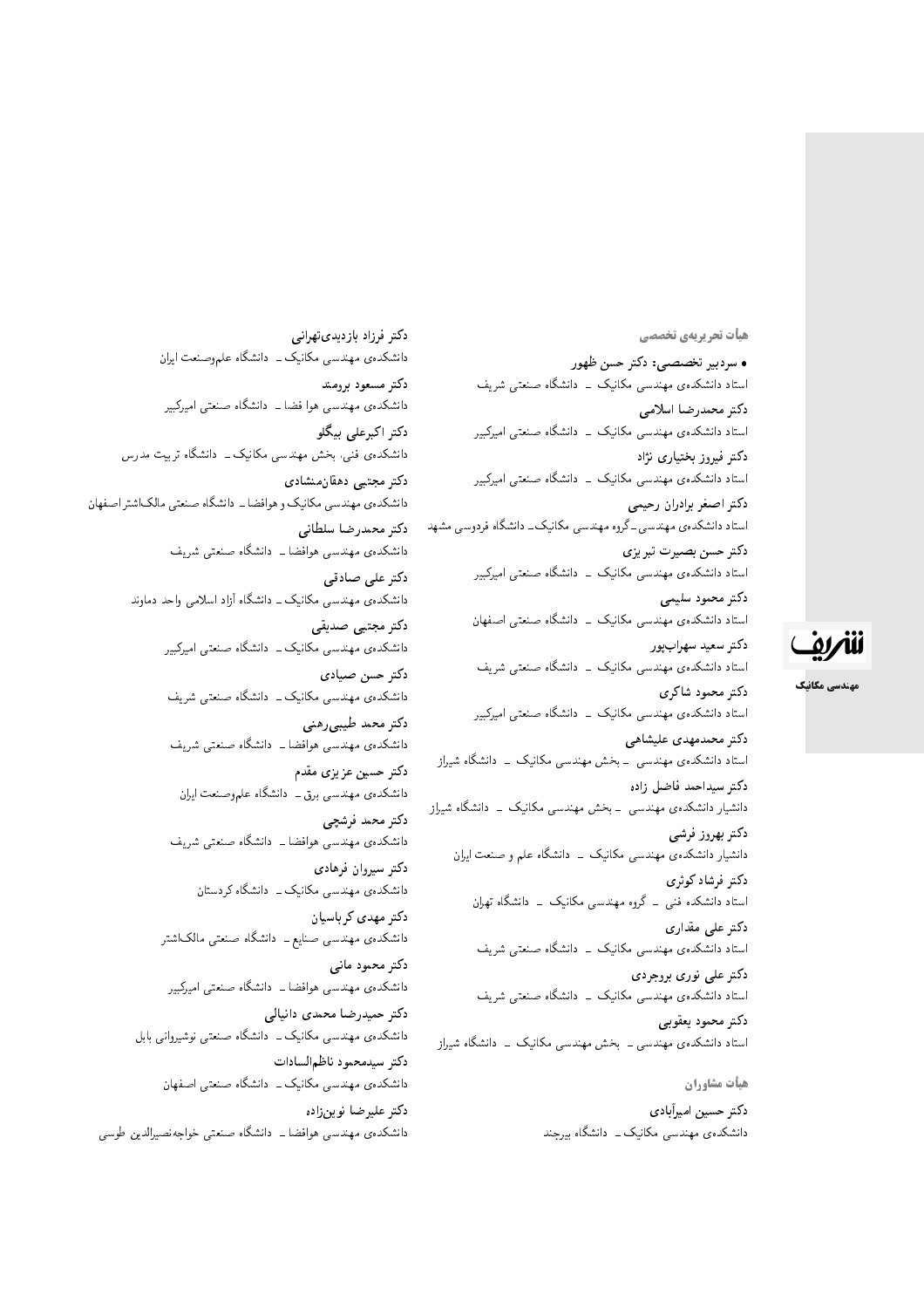## هیأت تحریریه‌ی تخصصی

• **سردبیر تخصصی: دکتر حسن ظهور**
استاد دانشکده‌ی مهندسی مکانیک ــ دانشگاه صنعتی شریف

**دکتر محمدرضا اسلامی**
استاد دانشکده‌ی مهندسی مکانیک ــ دانشگاه صنعتی امیرکبیر

**دکتر فیروز بختیاری نژاد**
استاد دانشکده‌ی مهندسی مکانیک ــ دانشگاه صنعتی امیرکبیر

**دکتر اصغر برادران رحیمی**
استاد دانشکده‌ی مهندسی ــ گروه مهندسی مکانیک ــ دانشگاه فردوسی مشهد

**دکتر حسن بصیرت تبریزی**
استاد دانشکده‌ی مهندسی مکانیک ــ دانشگاه صنعتی امیرکبیر

**دکتر محمود سلیمی**
استاد دانشکده‌ی مهندسی مکانیک ــ دانشگاه صنعتی اصفهان

**دکتر سعید سهراب‌پور**
استاد دانشکده‌ی مهندسی مکانیک ــ دانشگاه صنعتی شریف

**دکتر محمود شاکری**
استاد دانشکده‌ی مهندسی مکانیک ــ دانشگاه صنعتی امیرکبیر

**دکتر محمدمهدی علیشاهی**
استاد دانشکده‌ی مهندسی ــ بخش مهندسی مکانیک ــ دانشگاه شیراز

**دکتر سیداحمد فاضل زاده**
دانشیار دانشکده‌ی مهندسی ــ بخش مهندسی مکانیک ــ دانشگاه شیراز

**دکتر بهروز فرشی**
دانشیار دانشکده‌ی مهندسی مکانیک ــ دانشگاه علم و صنعت ایران

**دکتر فرشاد کوثری**
استاد دانشکده فنی ــ گروه مهندسی مکانیک ــ دانشگاه تهران

**دکتر علی مقداری**
استاد دانشکده‌ی مهندسی مکانیک ــ دانشگاه صنعتی شریف

**دکتر علی نوری بروجردی**
استاد دانشکده‌ی مهندسی مکانیک ــ دانشگاه صنعتی شریف

**دکتر محمود یعقوبی**
استاد دانشکده‌ی مهندسی ــ بخش مهندسی مکانیک ــ دانشگاه شیراز

## هیأت مشاوران

**دکتر حسین امیرآبادی**
دانشکده‌ی مهندسی مکانیک ــ دانشگاه بیرجند

**دکتر فرزاد بازدیدی‌تهرانی**
دانشکده‌ی مهندسی مکانیک ــ دانشگاه علم‌وصنعت ایران

**دکتر مسعود برومند**
دانشکده‌ی مهندسی هوا فضا ــ دانشگاه صنعتی امیرکبیر

**دکتر اکبرعلی بیگلو**
دانشکده‌ی فنی، بخش مهندسی مکانیک ــ دانشگاه تربیت مدرس

**دکتر مجتبی دهقان‌منشادی**
دانشکده‌ی مهندسی مکانیک و هوافضا ــ دانشگاه صنعتی مالک‌اشتر اصفهان

**دکتر محمدرضا سلطانی**
دانشکده‌ی مهندسی هوافضا ــ دانشگاه صنعتی شریف

**دکتر علی صادقی**
دانشکده‌ی مهندسی مکانیک ــ دانشگاه آزاد اسلامی واحد دماوند

**دکتر مجتبی صدیقی**
دانشکده‌ی مهندسی مکانیک ــ دانشگاه صنعتی امیرکبیر

**دکتر حسن صیادی**
دانشکده‌ی مهندسی مکانیک ــ دانشگاه صنعتی شریف

**دکتر محمد طیبی‌رهنی**
دانشکده‌ی مهندسی هوافضا ــ دانشگاه صنعتی شریف

**دکتر حسین عزیزی مقدم**
دانشکده‌ی مهندسی برق ــ دانشگاه علم‌وصنعت ایران

**دکتر محمد فرشچی**
دانشکده‌ی مهندسی هوافضا ــ دانشگاه صنعتی شریف

**دکتر سیروان فرهادی**
دانشکده‌ی مهندسی مکانیک ــ دانشگاه کردستان

**دکتر مهدی کرباسیان**
دانشکده‌ی مهندسی صنایع ــ دانشگاه صنعتی مالک‌اشتر

**دکتر محمود مانی**
دانشکده‌ی مهندسی هوافضا ــ دانشگاه صنعتی امیرکبیر

**دکتر حمیدرضا محمدی دانیالی**
دانشکده‌ی مهندسی مکانیک ــ دانشگاه صنعتی نوشیروانی بابل

**دکتر سیدمحمود ناظم‌السادات**
دانشکده‌ی مهندسی مکانیک ــ دانشگاه صنعتی اصفهان

**دکتر علیرضا نوین‌زاده**
دانشکده‌ی مهندسی هوافضا ــ دانشگاه صنعتی خواجه‌نصیرالدین طوسی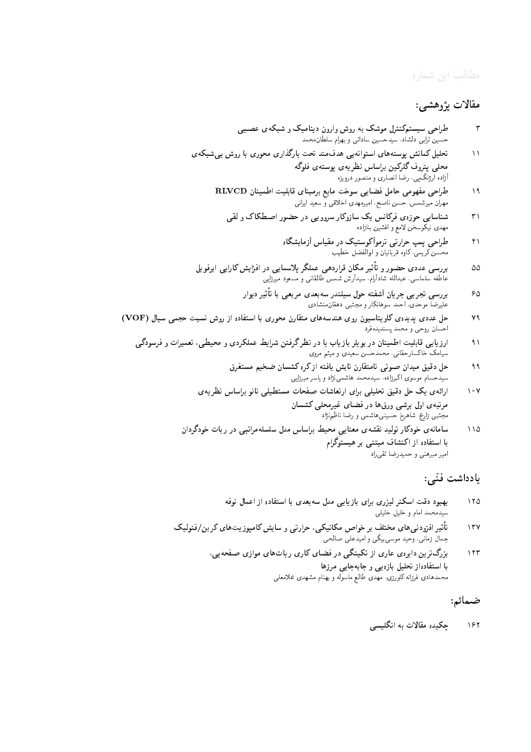مطالب این شماره

## مقالات پژوهشی:

۳ **طراحی سیستم‌کنترل موشک به روش وارون دینامیک و شبکه‌ی عصبی**
حسین ترابی دلشاد، سیدحسین ساداتی و بهرام سلطان‌محمد

۱۱ **تحلیل کمانش پوسته‌های استوانه‌یی هدف‌مند تحت بارگذاری محوری با روش بی‌شبکه‌ی محلی پتروف گلرکین براساس نظریه‌ی پوسته‌ی فلوگه**
آزاده ارژنگ‌پی، رضا انصاری و منصور درویزه

۱۹ **طراحی مفهومی حامل فضایی سوخت مایع برمبنای قابلیت اطمینان RLVCD**
مهران میرشمس، حسن ناصح، امیرمهدی اخلاقی و سعید ایرانی

۳۱ **شناسایی حوزه‌ی فرکانس یک سازوکار سرویی در حضور اصطکاک و لقی**
مهدی نیکوسخن لامع و افشین بنازاده

۴۱ **طراحی پمپ حرارتی ترموآکوستیک در مقیاس آزمایشگاه**
محسن کریمی، کاوه قربانیان و ابوالفضل خطیب

۵۵ **بررسی عددی حضور و تأثیر مکان قراردهی عملگر پلاسمایی در افزایش کارایی ایرفویل**
عاطفه سلماسی، عبدالله شادآرام، سیدآرش شمس طالقانی و مسعود میرزایی

۶۵ **بررسی تجربی جریان آشفته حول سیلندر سه‌بعدی مربعی با تأثیر دیوار**
علیرضا موحدی، احمد سوهانکار و مجتبی دهقان‌منشادی

۷۹ **حل عددی پدیده‌ی کاویتاسیون روی هندسه‌های متقارن محوری با استفاده از روش نسبت حجمی سیال (VOF)**
احسان روحی و محمد پسندیده‌فرد

۹۱ **ارزیابی قابلیت اطمینان در بویلر بازیاب با در نظرگرفتن شرایط عملکردی و محیطی، تعمیرات و فرسودگی**
سیامک خاکسارحقانی، محمدحسن سعیدی و میثم مروی

۹۹ **حل دقیق میدان صوتی نامتقارن تابش یافته از کره کشسان ضخیم مستغرق**
سیدحسام موسوی اکبرزاده، سیدمحمد هاشمی‌نژاد و یاسر میرزایی

۱۰۷ **ارائه‌ی یک حل دقیق تحلیلی برای ارتعاشات صفحات مستطیلی نانو براساس نظریه‌ی مرتبه‌ی اول برشی ورق‌ها در فضای غیرمحلی کشسان**
مجتبی زارع، شاهرخ حسینی‌هاشمی و رضا ناظم‌نژاد

۱۱۵ **سامانه‌ی خودکار تولید نقشه‌ی معنایی محیط براساس مدل سلسله‌مراتبی در ربات خودگردان با استفاده از اکتشاف مبتنی بر هیستوگرام**
امیر مبرهنی و حمیدرضا تقی‌راد

## یادداشت فنّی:

۱۲۵ **بهبود دقت اسکنر لیزری برای بازیابی مدل سه‌بعدی با استفاده از اعمال نوفه**
سیدمحمد امام و خلیل خلیلی

۱۳۷ **تأثیر افزودنی‌های مختلف بر خواص مکانیکی، حرارتی و سایش کامپوزیت‌های کربن/فنولیک**
جمال زمانی، وحید موسی‌بیگی و امیدعلی صالحی

۱۴۳ **بزرگ‌ترین دایره‌ی عاری از تکینگی در فضای کاری ربات‌های موازی صفحه‌یی، با استفاده‌از تحلیل بازه‌یی و جابه‌جایی مرزها**
محمدهادی فرزانه کلورزی، مهدی طالع ماسوله و بهنام مشهدی غلامعلی

## ضمائم:

۱۶۲ **چکیده مقالات به انگلیسی**